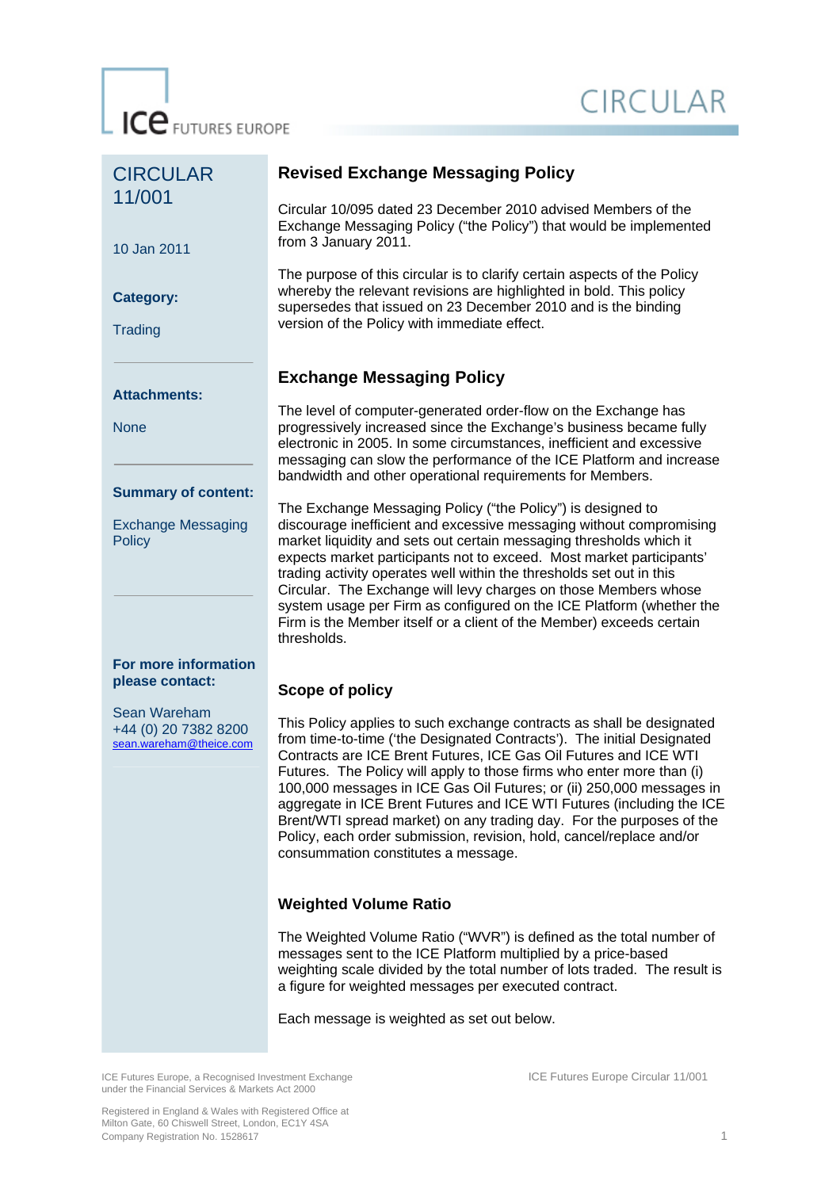# CIRCULAR

**CIRCULAR 11/001**

10 Jan 2011

**Category:**

Trading

**Attachments:**

None

**Summary of content:**

Exchange Messaging Policy

**For more information please contact:**

Sean Wareham
+44 (0) 20 7382 8200
sean.wareham@theice.com

## Revised Exchange Messaging Policy

Circular 10/095 dated 23 December 2010 advised Members of the Exchange Messaging Policy ("the Policy") that would be implemented from 3 January 2011.

The purpose of this circular is to clarify certain aspects of the Policy whereby the relevant revisions are highlighted in bold. This policy supersedes that issued on 23 December 2010 and is the binding version of the Policy with immediate effect.

## Exchange Messaging Policy

The level of computer-generated order-flow on the Exchange has progressively increased since the Exchange's business became fully electronic in 2005. In some circumstances, inefficient and excessive messaging can slow the performance of the ICE Platform and increase bandwidth and other operational requirements for Members.

The Exchange Messaging Policy ("the Policy") is designed to discourage inefficient and excessive messaging without compromising market liquidity and sets out certain messaging thresholds which it expects market participants not to exceed. Most market participants' trading activity operates well within the thresholds set out in this Circular. The Exchange will levy charges on those Members whose system usage per Firm as configured on the ICE Platform (whether the Firm is the Member itself or a client of the Member) exceeds certain thresholds.

### Scope of policy

This Policy applies to such exchange contracts as shall be designated from time-to-time ('the Designated Contracts'). The initial Designated Contracts are ICE Brent Futures, ICE Gas Oil Futures and ICE WTI Futures. The Policy will apply to those firms who enter more than (i) 100,000 messages in ICE Gas Oil Futures; or (ii) 250,000 messages in aggregate in ICE Brent Futures and ICE WTI Futures (including the ICE Brent/WTI spread market) on any trading day. For the purposes of the Policy, each order submission, revision, hold, cancel/replace and/or consummation constitutes a message.

### Weighted Volume Ratio

The Weighted Volume Ratio ("WVR") is defined as the total number of messages sent to the ICE Platform multiplied by a price-based weighting scale divided by the total number of lots traded. The result is a figure for weighted messages per executed contract.

Each message is weighted as set out below.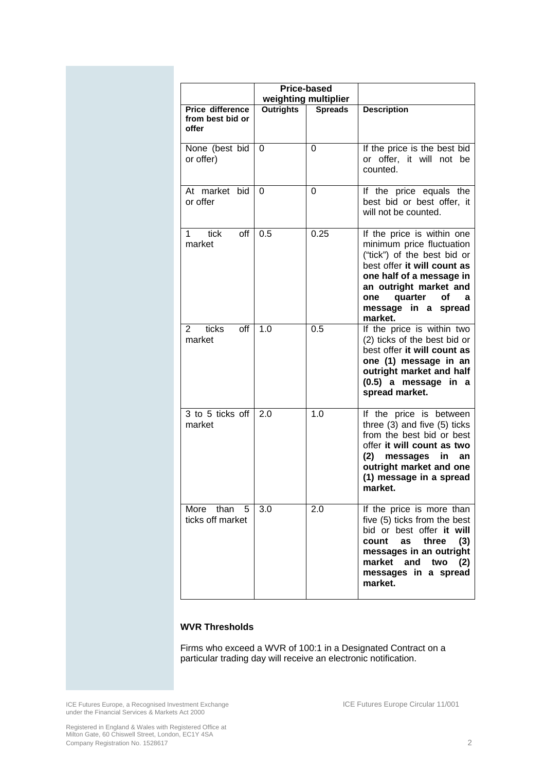| | Price-based weighting multiplier | | |
|---|---|---|---|
| **Price difference from best bid or offer** | **Outrights** | **Spreads** | **Description** |
| None (best bid or offer) | 0 | 0 | If the price is the best bid or offer, it will not be counted. |
| At market bid or offer | 0 | 0 | If the price equals the best bid or best offer, it will not be counted. |
| 1 tick off market | 0.5 | 0.25 | If the price is within one minimum price fluctuation ("tick") of the best bid or best offer **it will count as one half of a message in an outright market and one quarter of a message in a spread market.** |
| 2 ticks off market | 1.0 | 0.5 | If the price is within two (2) ticks of the best bid or best offer **it will count as one (1) message in an outright market and half (0.5) a message in a spread market.** |
| 3 to 5 ticks off market | 2.0 | 1.0 | If the price is between three (3) and five (5) ticks from the best bid or best offer **it will count as two (2) messages in an outright market and one (1) message in a spread market.** |
| More than 5 ticks off market | 3.0 | 2.0 | If the price is more than five (5) ticks from the best bid or best offer **it will count as three (3) messages in an outright market and two (2) messages in a spread market.** |

**WVR Thresholds**

Firms who exceed a WVR of 100:1 in a Designated Contract on a particular trading day will receive an electronic notification.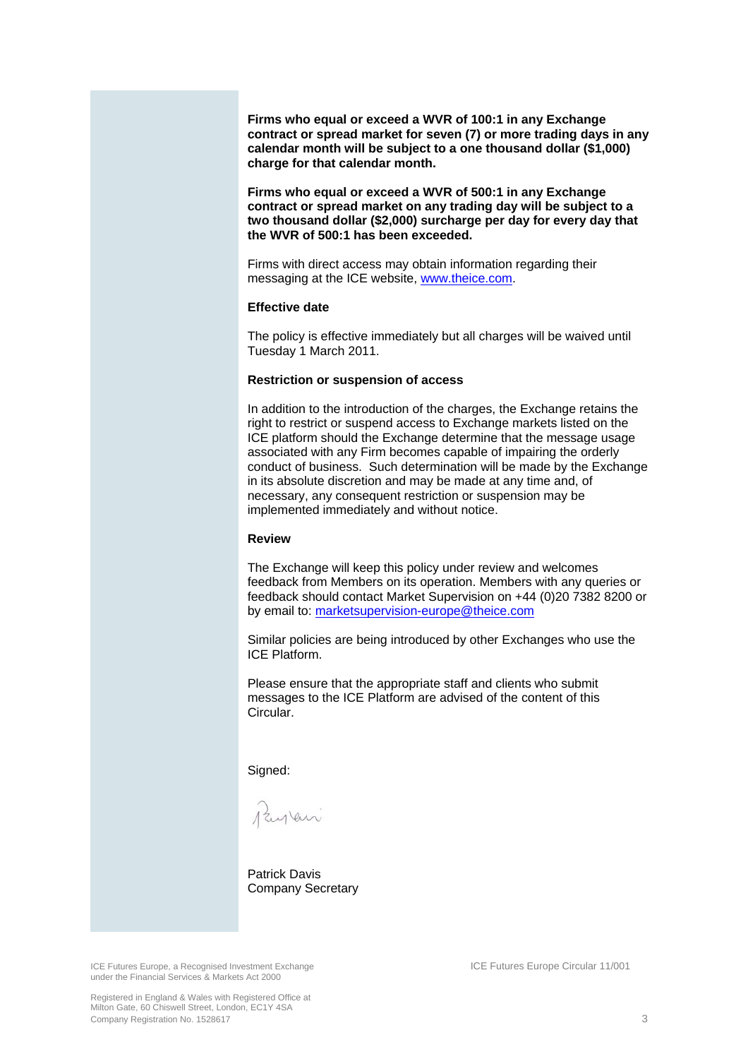**Firms who equal or exceed a WVR of 100:1 in any Exchange contract or spread market for seven (7) or more trading days in any calendar month will be subject to a one thousand dollar ($1,000) charge for that calendar month.**

**Firms who equal or exceed a WVR of 500:1 in any Exchange contract or spread market on any trading day will be subject to a two thousand dollar ($2,000) surcharge per day for every day that the WVR of 500:1 has been exceeded.**

Firms with direct access may obtain information regarding their messaging at the ICE website, www.theice.com.

**Effective date**

The policy is effective immediately but all charges will be waived until Tuesday 1 March 2011.

**Restriction or suspension of access**

In addition to the introduction of the charges, the Exchange retains the right to restrict or suspend access to Exchange markets listed on the ICE platform should the Exchange determine that the message usage associated with any Firm becomes capable of impairing the orderly conduct of business. Such determination will be made by the Exchange in its absolute discretion and may be made at any time and, of necessary, any consequent restriction or suspension may be implemented immediately and without notice.

**Review**

The Exchange will keep this policy under review and welcomes feedback from Members on its operation. Members with any queries or feedback should contact Market Supervision on +44 (0)20 7382 8200 or by email to: marketsupervision-europe@theice.com

Similar policies are being introduced by other Exchanges who use the ICE Platform.

Please ensure that the appropriate staff and clients who submit messages to the ICE Platform are advised of the content of this Circular.

Signed:

Patrick Davis
Company Secretary

ICE Futures Europe, a Recognised Investment Exchange under the Financial Services & Markets Act 2000

Registered in England & Wales with Registered Office at Milton Gate, 60 Chiswell Street, London, EC1Y 4SA
Company Registration No. 1528617

ICE Futures Europe Circular 11/001